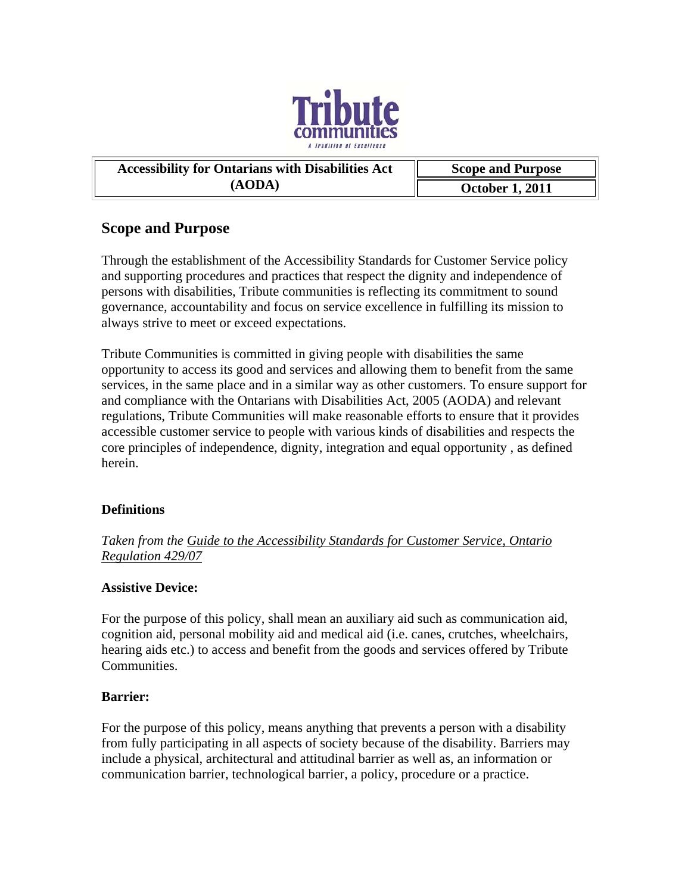Tribute communities

*A Tradition of Excellence*

| Accessibility for Ontarians with Disabilities Act (AODA) | Scope and Purpose |
| --- | --- |
| | October 1, 2011 |

## Scope and Purpose

Through the establishment of the Accessibility Standards for Customer Service policy and supporting procedures and practices that respect the dignity and independence of persons with disabilities, Tribute communities is reflecting its commitment to sound governance, accountability and focus on service excellence in fulfilling its mission to always strive to meet or exceed expectations.

Tribute Communities is committed in giving people with disabilities the same opportunity to access its good and services and allowing them to benefit from the same services, in the same place and in a similar way as other customers. To ensure support for and compliance with the Ontarians with Disabilities Act, 2005 (AODA) and relevant regulations, Tribute Communities will make reasonable efforts to ensure that it provides accessible customer service to people with various kinds of disabilities and respects the core principles of independence, dignity, integration and equal opportunity , as defined herein.

### Definitions

*Taken from the Guide to the Accessibility Standards for Customer Service, Ontario Regulation 429/07*

**Assistive Device:**

For the purpose of this policy, shall mean an auxiliary aid such as communication aid, cognition aid, personal mobility aid and medical aid (i.e. canes, crutches, wheelchairs, hearing aids etc.) to access and benefit from the goods and services offered by Tribute Communities.

**Barrier:**

For the purpose of this policy, means anything that prevents a person with a disability from fully participating in all aspects of society because of the disability. Barriers may include a physical, architectural and attitudinal barrier as well as, an information or communication barrier, technological barrier, a policy, procedure or a practice.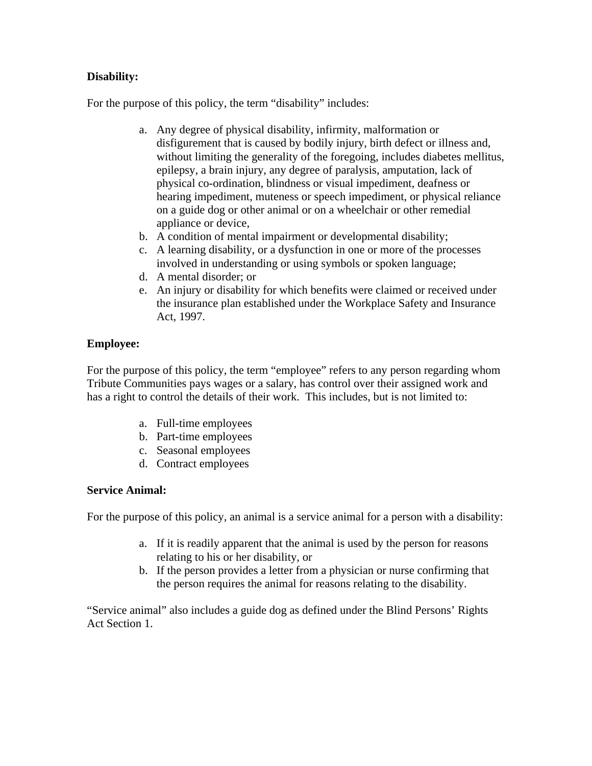**Disability:**

For the purpose of this policy, the term "disability" includes:

a. Any degree of physical disability, infirmity, malformation or disfigurement that is caused by bodily injury, birth defect or illness and, without limiting the generality of the foregoing, includes diabetes mellitus, epilepsy, a brain injury, any degree of paralysis, amputation, lack of physical co-ordination, blindness or visual impediment, deafness or hearing impediment, muteness or speech impediment, or physical reliance on a guide dog or other animal or on a wheelchair or other remedial appliance or device,
b. A condition of mental impairment or developmental disability;
c. A learning disability, or a dysfunction in one or more of the processes involved in understanding or using symbols or spoken language;
d. A mental disorder; or
e. An injury or disability for which benefits were claimed or received under the insurance plan established under the Workplace Safety and Insurance Act, 1997.

**Employee:**

For the purpose of this policy, the term "employee" refers to any person regarding whom Tribute Communities pays wages or a salary, has control over their assigned work and has a right to control the details of their work. This includes, but is not limited to:

a. Full-time employees
b. Part-time employees
c. Seasonal employees
d. Contract employees

**Service Animal:**

For the purpose of this policy, an animal is a service animal for a person with a disability:

a. If it is readily apparent that the animal is used by the person for reasons relating to his or her disability, or
b. If the person provides a letter from a physician or nurse confirming that the person requires the animal for reasons relating to the disability.

"Service animal" also includes a guide dog as defined under the Blind Persons' Rights Act Section 1.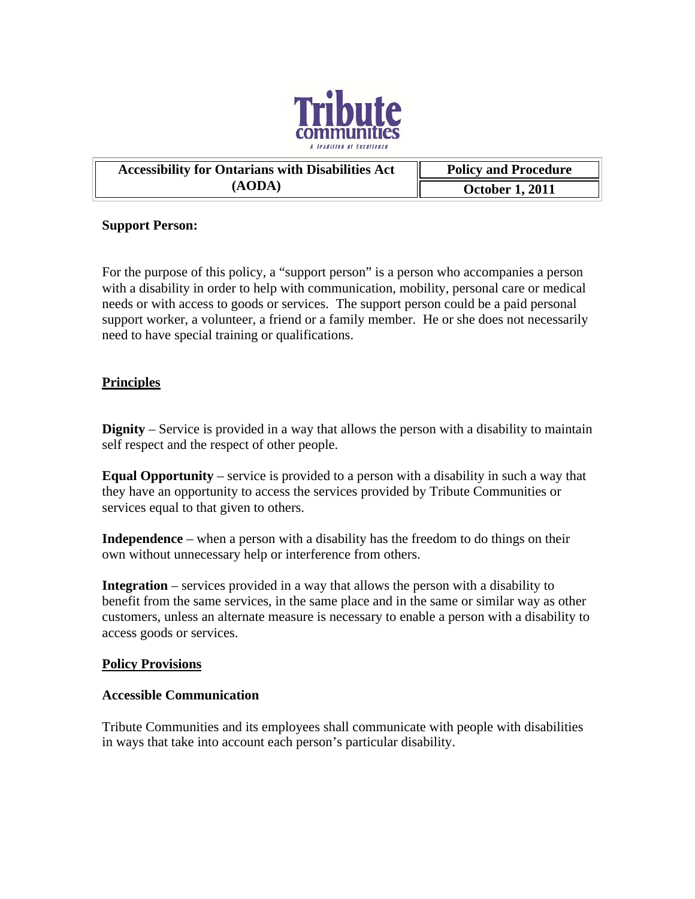| Accessibility for Ontarians with Disabilities Act (AODA) | Policy and Procedure |
| --- | --- |
| | October 1, 2011 |

**Support Person:**

For the purpose of this policy, a "support person" is a person who accompanies a person with a disability in order to help with communication, mobility, personal care or medical needs or with access to goods or services. The support person could be a paid personal support worker, a volunteer, a friend or a family member. He or she does not necessarily need to have special training or qualifications.

## Principles

**Dignity** – Service is provided in a way that allows the person with a disability to maintain self respect and the respect of other people.

**Equal Opportunity** – service is provided to a person with a disability in such a way that they have an opportunity to access the services provided by Tribute Communities or services equal to that given to others.

**Independence** – when a person with a disability has the freedom to do things on their own without unnecessary help or interference from others.

**Integration** – services provided in a way that allows the person with a disability to benefit from the same services, in the same place and in the same or similar way as other customers, unless an alternate measure is necessary to enable a person with a disability to access goods or services.

## Policy Provisions

### Accessible Communication

Tribute Communities and its employees shall communicate with people with disabilities in ways that take into account each person's particular disability.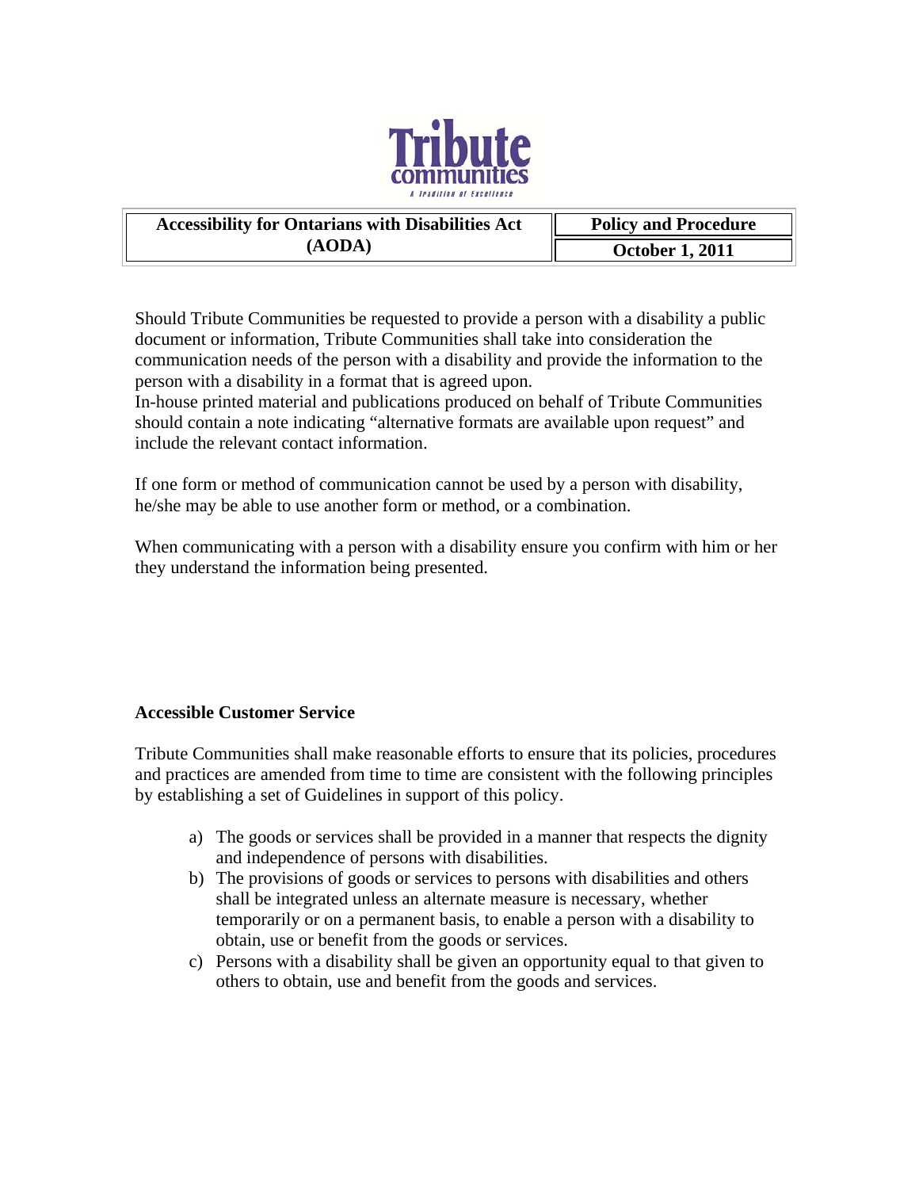| Accessibility for Ontarians with Disabilities Act (AODA) | Policy and Procedure |
| --- | --- |
| | October 1, 2011 |

Should Tribute Communities be requested to provide a person with a disability a public document or information, Tribute Communities shall take into consideration the communication needs of the person with a disability and provide the information to the person with a disability in a format that is agreed upon.
In-house printed material and publications produced on behalf of Tribute Communities should contain a note indicating "alternative formats are available upon request" and include the relevant contact information.

If one form or method of communication cannot be used by a person with disability, he/she may be able to use another form or method, or a combination.

When communicating with a person with a disability ensure you confirm with him or her they understand the information being presented.

**Accessible Customer Service**

Tribute Communities shall make reasonable efforts to ensure that its policies, procedures and practices are amended from time to time are consistent with the following principles by establishing a set of Guidelines in support of this policy.

a) The goods or services shall be provided in a manner that respects the dignity and independence of persons with disabilities.
b) The provisions of goods or services to persons with disabilities and others shall be integrated unless an alternate measure is necessary, whether temporarily or on a permanent basis, to enable a person with a disability to obtain, use or benefit from the goods or services.
c) Persons with a disability shall be given an opportunity equal to that given to others to obtain, use and benefit from the goods and services.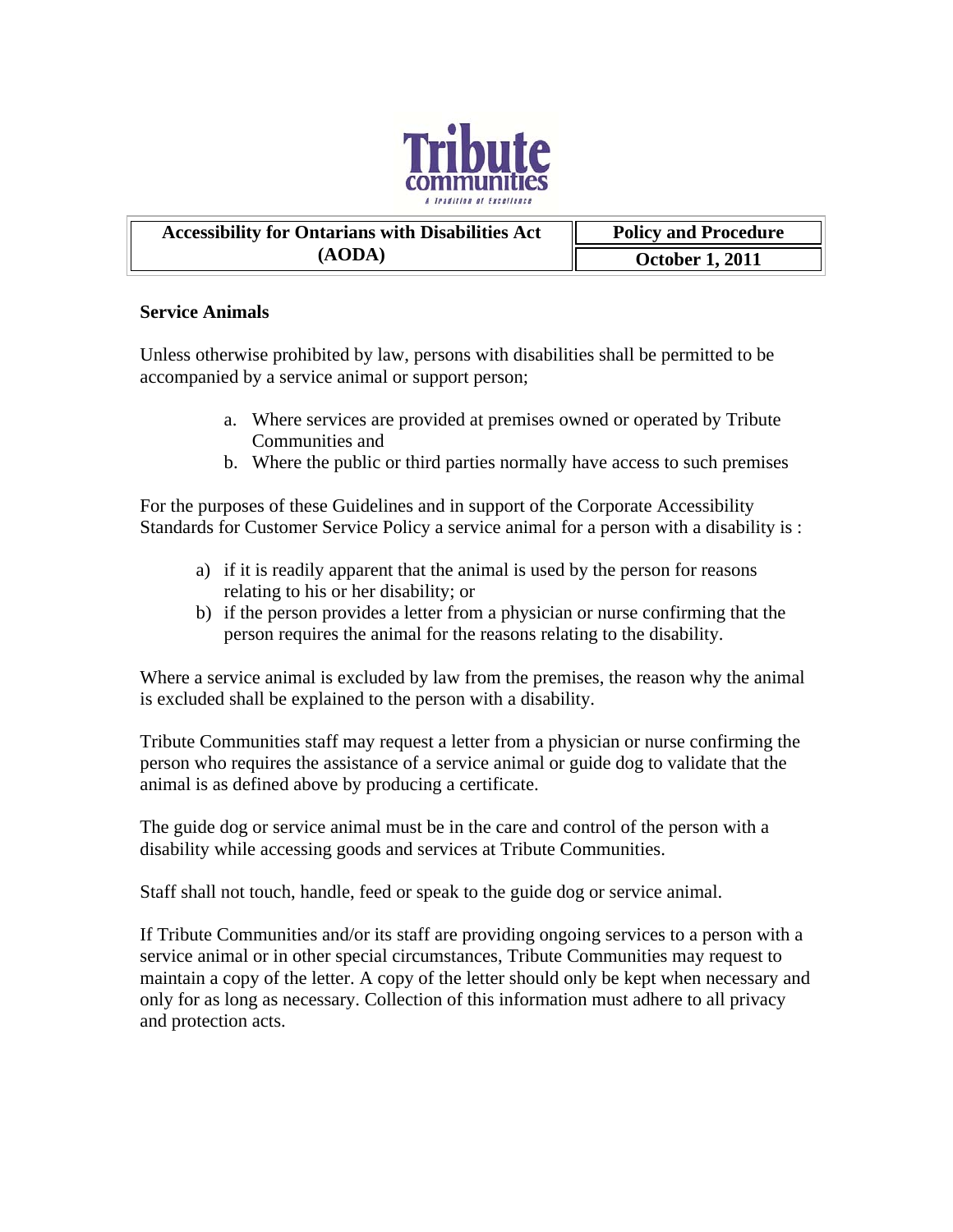| Accessibility for Ontarians with Disabilities Act (AODA) | Policy and Procedure |
| --- | --- |
| | October 1, 2011 |

**Service Animals**

Unless otherwise prohibited by law, persons with disabilities shall be permitted to be accompanied by a service animal or support person;

a. Where services are provided at premises owned or operated by Tribute Communities and
b. Where the public or third parties normally have access to such premises

For the purposes of these Guidelines and in support of the Corporate Accessibility Standards for Customer Service Policy a service animal for a person with a disability is :

a) if it is readily apparent that the animal is used by the person for reasons relating to his or her disability; or
b) if the person provides a letter from a physician or nurse confirming that the person requires the animal for the reasons relating to the disability.

Where a service animal is excluded by law from the premises, the reason why the animal is excluded shall be explained to the person with a disability.

Tribute Communities staff may request a letter from a physician or nurse confirming the person who requires the assistance of a service animal or guide dog to validate that the animal is as defined above by producing a certificate.

The guide dog or service animal must be in the care and control of the person with a disability while accessing goods and services at Tribute Communities.

Staff shall not touch, handle, feed or speak to the guide dog or service animal.

If Tribute Communities and/or its staff are providing ongoing services to a person with a service animal or in other special circumstances, Tribute Communities may request to maintain a copy of the letter. A copy of the letter should only be kept when necessary and only for as long as necessary. Collection of this information must adhere to all privacy and protection acts.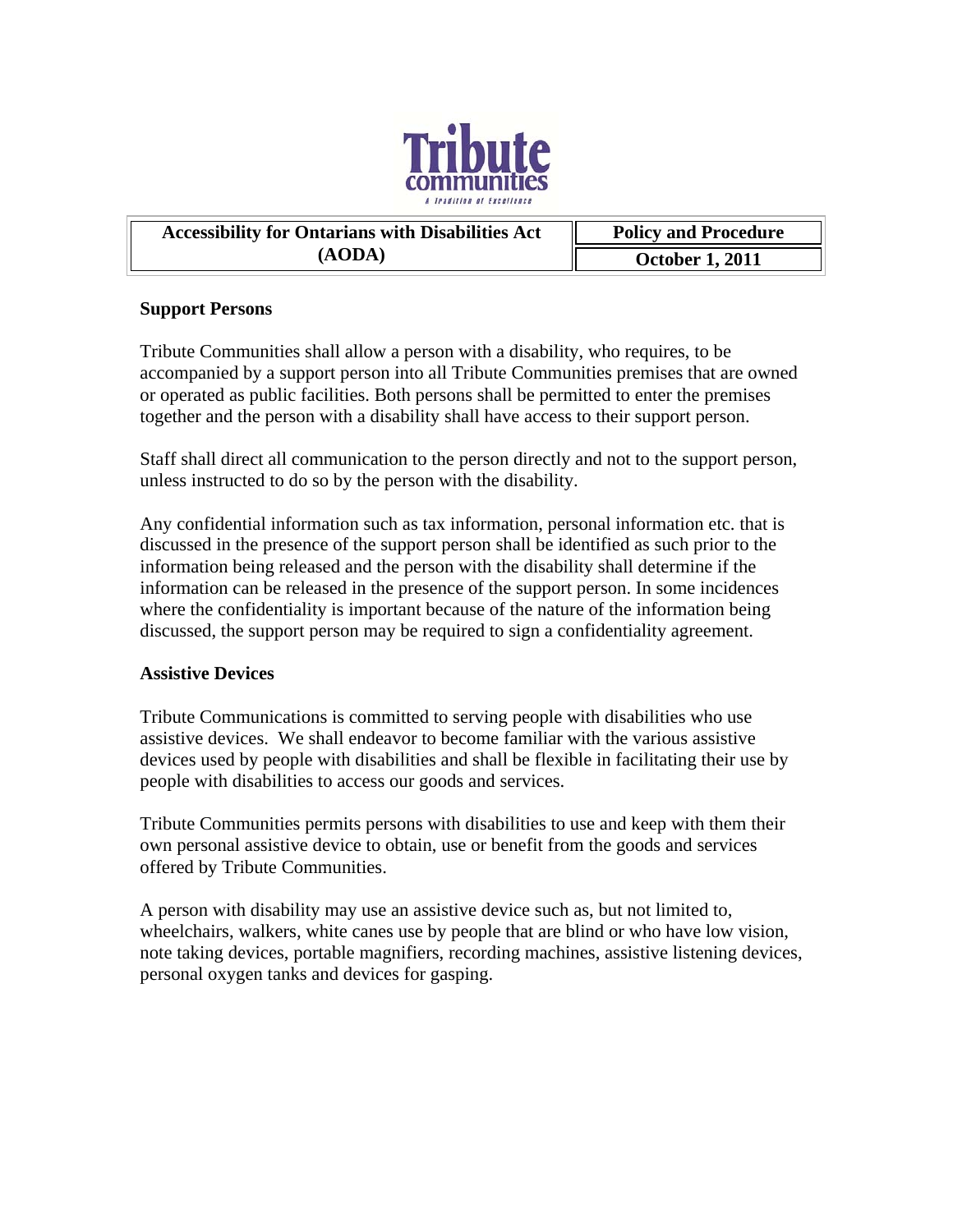| Accessibility for Ontarians with Disabilities Act (AODA) | Policy and Procedure |
| --- | --- |
| | October 1, 2011 |

**Support Persons**

Tribute Communities shall allow a person with a disability, who requires, to be accompanied by a support person into all Tribute Communities premises that are owned or operated as public facilities. Both persons shall be permitted to enter the premises together and the person with a disability shall have access to their support person.

Staff shall direct all communication to the person directly and not to the support person, unless instructed to do so by the person with the disability.

Any confidential information such as tax information, personal information etc. that is discussed in the presence of the support person shall be identified as such prior to the information being released and the person with the disability shall determine if the information can be released in the presence of the support person. In some incidences where the confidentiality is important because of the nature of the information being discussed, the support person may be required to sign a confidentiality agreement.

**Assistive Devices**

Tribute Communications is committed to serving people with disabilities who use assistive devices. We shall endeavor to become familiar with the various assistive devices used by people with disabilities and shall be flexible in facilitating their use by people with disabilities to access our goods and services.

Tribute Communities permits persons with disabilities to use and keep with them their own personal assistive device to obtain, use or benefit from the goods and services offered by Tribute Communities.

A person with disability may use an assistive device such as, but not limited to, wheelchairs, walkers, white canes use by people that are blind or who have low vision, note taking devices, portable magnifiers, recording machines, assistive listening devices, personal oxygen tanks and devices for gasping.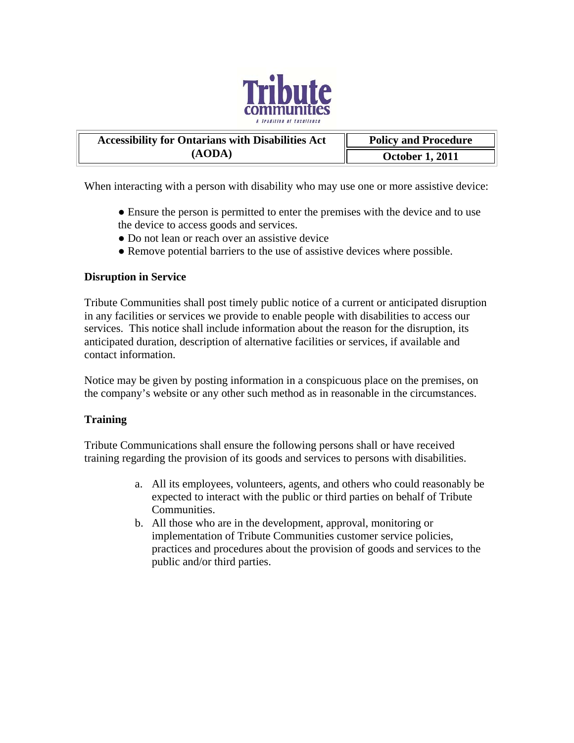| Accessibility for Ontarians with Disabilities Act (AODA) | Policy and Procedure |
| --- | --- |
| | October 1, 2011 |

When interacting with a person with disability who may use one or more assistive device:

- Ensure the person is permitted to enter the premises with the device and to use the device to access goods and services.
- Do not lean or reach over an assistive device
- Remove potential barriers to the use of assistive devices where possible.

**Disruption in Service**

Tribute Communities shall post timely public notice of a current or anticipated disruption in any facilities or services we provide to enable people with disabilities to access our services. This notice shall include information about the reason for the disruption, its anticipated duration, description of alternative facilities or services, if available and contact information.

Notice may be given by posting information in a conspicuous place on the premises, on the company's website or any other such method as in reasonable in the circumstances.

**Training**

Tribute Communications shall ensure the following persons shall or have received training regarding the provision of its goods and services to persons with disabilities.

a. All its employees, volunteers, agents, and others who could reasonably be expected to interact with the public or third parties on behalf of Tribute Communities.
b. All those who are in the development, approval, monitoring or implementation of Tribute Communities customer service policies, practices and procedures about the provision of goods and services to the public and/or third parties.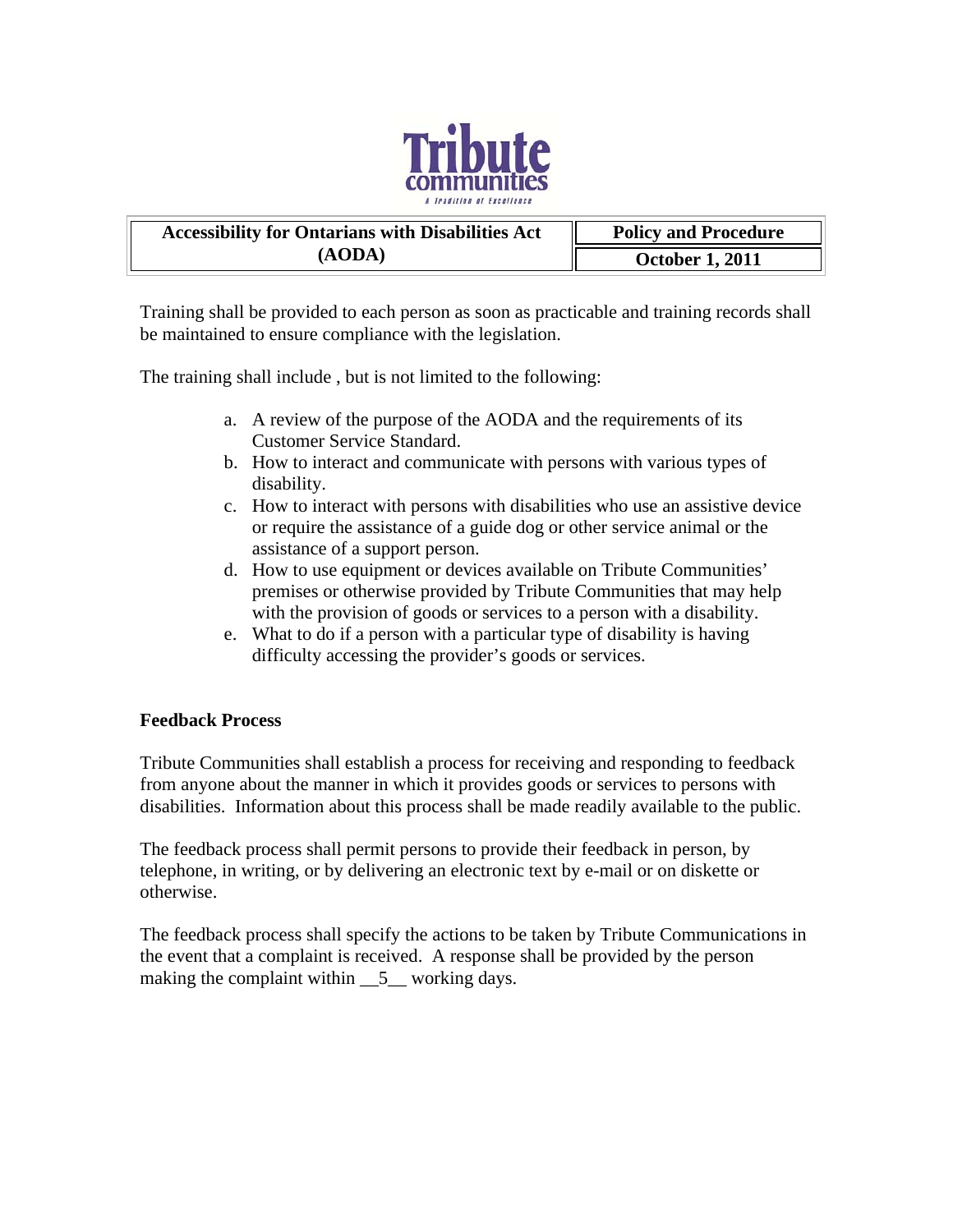Training shall be provided to each person as soon as practicable and training records shall be maintained to ensure compliance with the legislation.

The training shall include , but is not limited to the following:

a. A review of the purpose of the AODA and the requirements of its Customer Service Standard.
b. How to interact and communicate with persons with various types of disability.
c. How to interact with persons with disabilities who use an assistive device or require the assistance of a guide dog or other service animal or the assistance of a support person.
d. How to use equipment or devices available on Tribute Communities' premises or otherwise provided by Tribute Communities that may help with the provision of goods or services to a person with a disability.
e. What to do if a person with a particular type of disability is having difficulty accessing the provider's goods or services.

**Feedback Process**

Tribute Communities shall establish a process for receiving and responding to feedback from anyone about the manner in which it provides goods or services to persons with disabilities. Information about this process shall be made readily available to the public.

The feedback process shall permit persons to provide their feedback in person, by telephone, in writing, or by delivering an electronic text by e-mail or on diskette or otherwise.

The feedback process shall specify the actions to be taken by Tribute Communications in the event that a complaint is received. A response shall be provided by the person making the complaint within __5__ working days.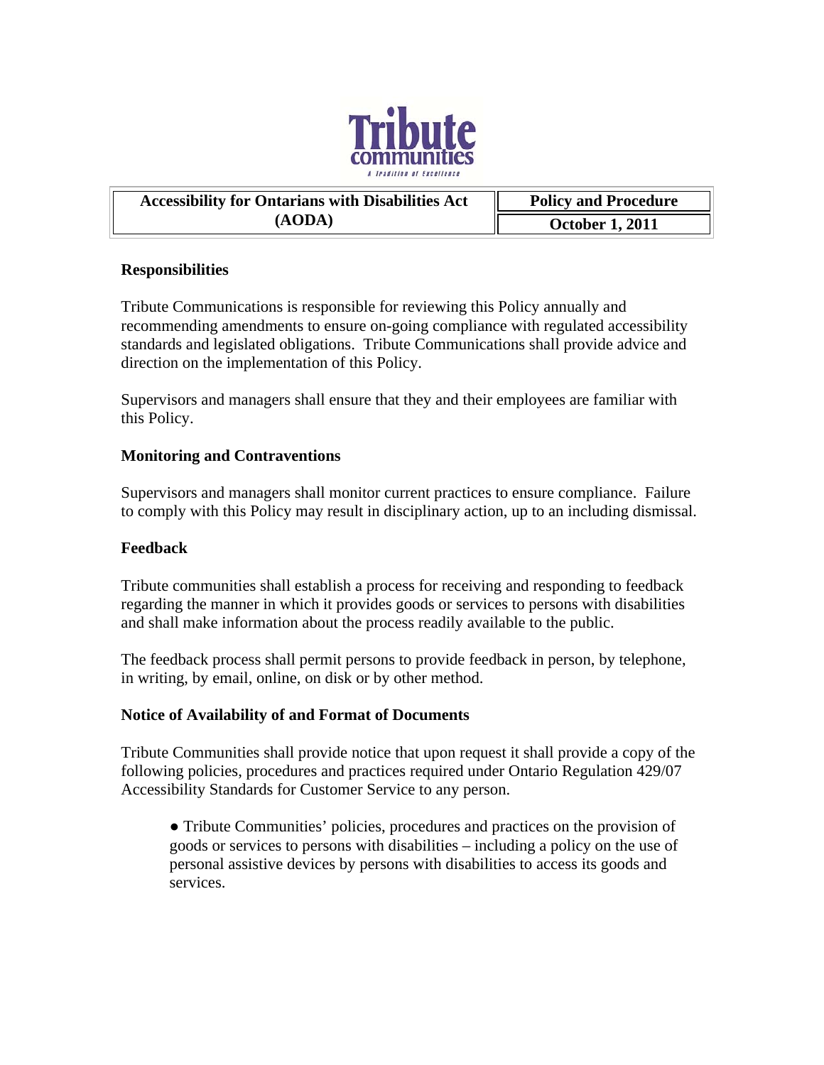| Accessibility for Ontarians with Disabilities Act (AODA) | Policy and Procedure |
| --- | --- |
| | October 1, 2011 |

**Responsibilities**

Tribute Communications is responsible for reviewing this Policy annually and recommending amendments to ensure on-going compliance with regulated accessibility standards and legislated obligations. Tribute Communications shall provide advice and direction on the implementation of this Policy.

Supervisors and managers shall ensure that they and their employees are familiar with this Policy.

**Monitoring and Contraventions**

Supervisors and managers shall monitor current practices to ensure compliance. Failure to comply with this Policy may result in disciplinary action, up to an including dismissal.

**Feedback**

Tribute communities shall establish a process for receiving and responding to feedback regarding the manner in which it provides goods or services to persons with disabilities and shall make information about the process readily available to the public.

The feedback process shall permit persons to provide feedback in person, by telephone, in writing, by email, online, on disk or by other method.

**Notice of Availability of and Format of Documents**

Tribute Communities shall provide notice that upon request it shall provide a copy of the following policies, procedures and practices required under Ontario Regulation 429/07 Accessibility Standards for Customer Service to any person.

- Tribute Communities' policies, procedures and practices on the provision of goods or services to persons with disabilities – including a policy on the use of personal assistive devices by persons with disabilities to access its goods and services.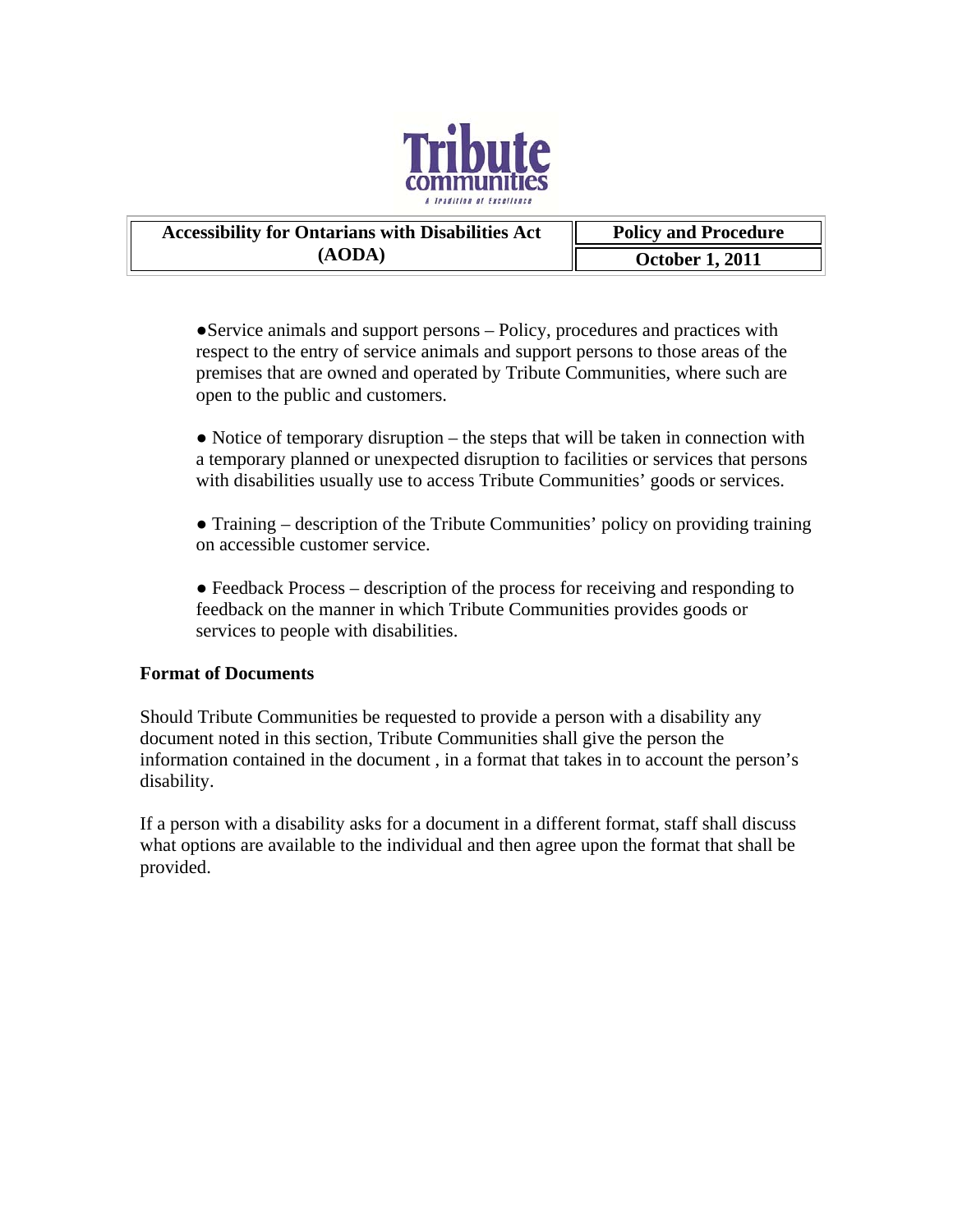- Service animals and support persons – Policy, procedures and practices with respect to the entry of service animals and support persons to those areas of the premises that are owned and operated by Tribute Communities, where such are open to the public and customers.

- Notice of temporary disruption – the steps that will be taken in connection with a temporary planned or unexpected disruption to facilities or services that persons with disabilities usually use to access Tribute Communities' goods or services.

- Training – description of the Tribute Communities' policy on providing training on accessible customer service.

- Feedback Process – description of the process for receiving and responding to feedback on the manner in which Tribute Communities provides goods or services to people with disabilities.

**Format of Documents**

Should Tribute Communities be requested to provide a person with a disability any document noted in this section, Tribute Communities shall give the person the information contained in the document , in a format that takes in to account the person's disability.

If a person with a disability asks for a document in a different format, staff shall discuss what options are available to the individual and then agree upon the format that shall be provided.